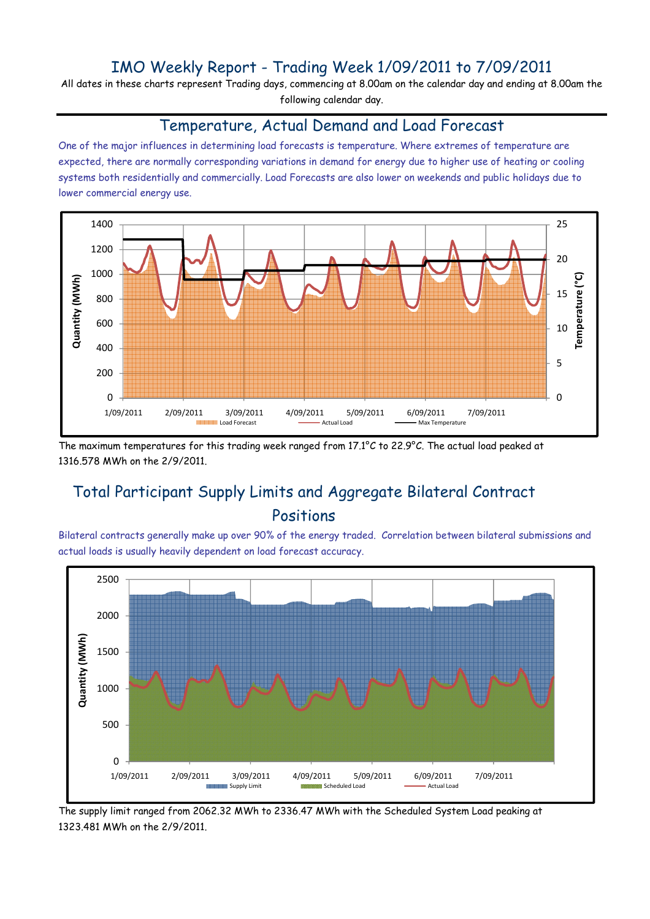# IMO Weekly Report - Trading Week 1/09/2011 to 7/09/2011

All dates in these charts represent Trading days, commencing at 8.00am on the calendar day and ending at 8.00am the following calendar day.

## Temperature, Actual Demand and Load Forecast

One of the major influences in determining load forecasts is temperature. Where extremes of temperature are expected, there are normally corresponding variations in demand for energy due to higher use of heating or cooling systems both residentially and commercially. Load Forecasts are also lower on weekends and public holidays due to lower commercial energy use.

The maximum temperatures for this trading week ranged from 17.1°C to 22.9°C. The actual load peaked at 1316.578 MWh on the 2/9/2011.

## Total Participant Supply Limits and Aggregate Bilateral Contract Positions

Bilateral contracts generally make up over 90% of the energy traded. Correlation between bilateral submissions and actual loads is usually heavily dependent on load forecast accuracy.

The supply limit ranged from 2062.32 MWh to 2336.47 MWh with the Scheduled System Load peaking at 1323.481 MWh on the 2/9/2011.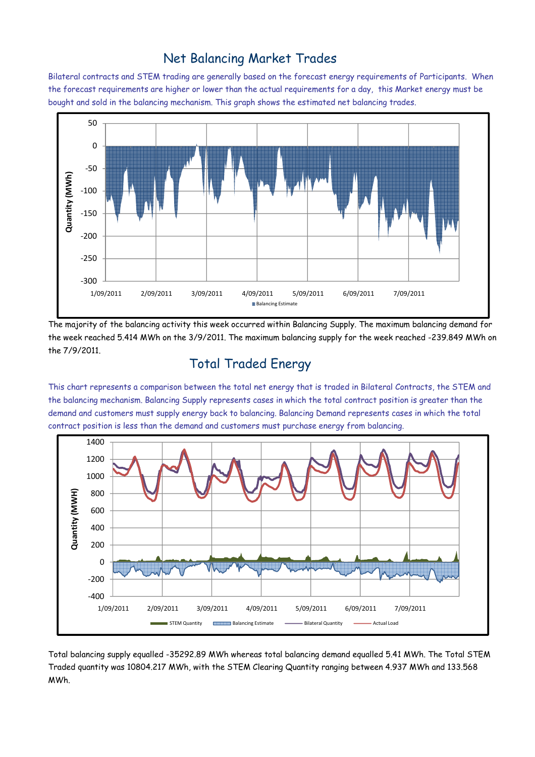## Net Balancing Market Trades

Bilateral contracts and STEM trading are generally based on the forecast energy requirements of Participants. When the forecast requirements are higher or lower than the actual requirements for a day, this Market energy must be bought and sold in the balancing mechanism. This graph shows the estimated net balancing trades.

The majority of the balancing activity this week occurred within Balancing Supply. The maximum balancing demand for the week reached 5.414 MWh on the 3/9/2011. The maximum balancing supply for the week reached -239.849 MWh on the 7/9/2011.

## Total Traded Energy

This chart represents a comparison between the total net energy that is traded in Bilateral Contracts, the STEM and the balancing mechanism. Balancing Supply represents cases in which the total contract position is greater than the demand and customers must supply energy back to balancing. Balancing Demand represents cases in which the total contract position is less than the demand and customers must purchase energy from balancing.

Total balancing supply equalled -35292.89 MWh whereas total balancing demand equalled 5.41 MWh. The Total STEM Traded quantity was 10804.217 MWh, with the STEM Clearing Quantity ranging between 4.937 MWh and 133.568 MWh.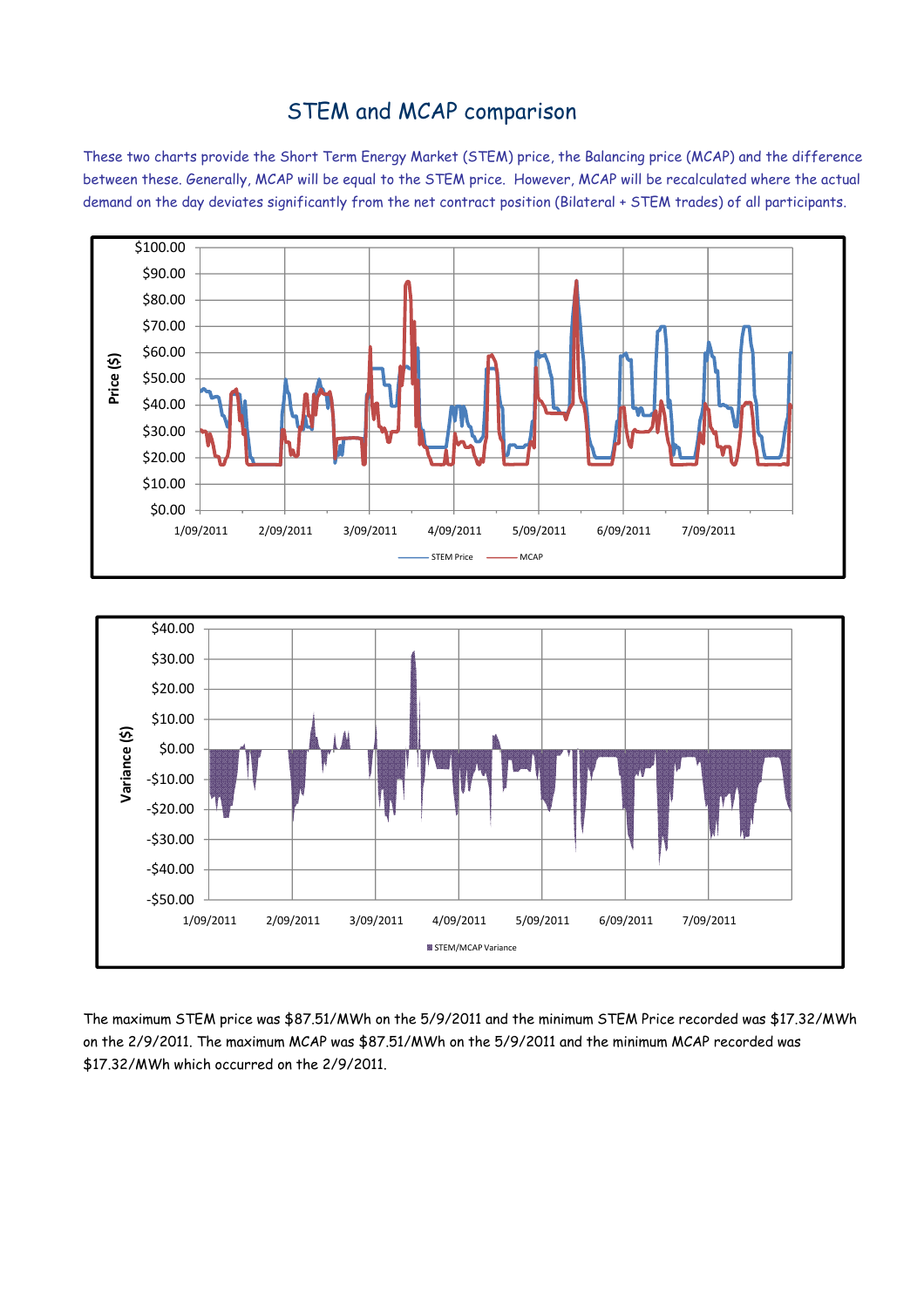# STEM and MCAP comparison

These two charts provide the Short Term Energy Market (STEM) price, the Balancing price (MCAP) and the difference between these. Generally, MCAP will be equal to the STEM price. However, MCAP will be recalculated where the actual demand on the day deviates significantly from the net contract position (Bilateral + STEM trades) of all participants.

Price ($)

$100.00
$90.00
$80.00
$70.00
$60.00
$50.00
$40.00
$30.00
$20.00
$10.00
$0.00

1/09/2011 2/09/2011 3/09/2011 4/09/2011 5/09/2011 6/09/2011 7/09/2011

STEM Price MCAP

Variance ($)

$40.00
$30.00
$20.00
$10.00
$0.00
-$10.00
-$20.00
-$30.00
-$40.00
-$50.00

1/09/2011 2/09/2011 3/09/2011 4/09/2011 5/09/2011 6/09/2011 7/09/2011

STEM/MCAP Variance

The maximum STEM price was $87.51/MWh on the 5/9/2011 and the minimum STEM Price recorded was $17.32/MWh on the 2/9/2011. The maximum MCAP was $87.51/MWh on the 5/9/2011 and the minimum MCAP recorded was $17.32/MWh which occurred on the 2/9/2011.